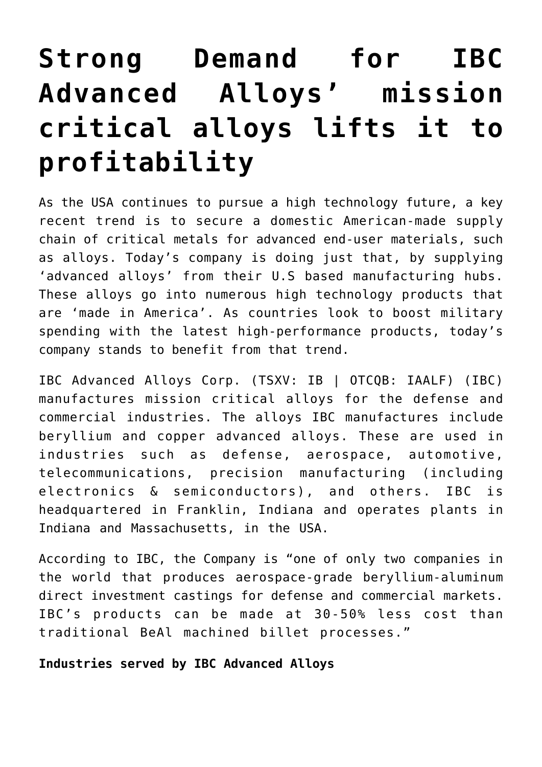# Strong Demand for IBC Advanced Alloys' mission critical alloys lifts it to profitability

As the USA continues to pursue a high technology future, a key recent trend is to secure a domestic American-made supply chain of critical metals for advanced end-user materials, such as alloys. Today's company is doing just that, by supplying 'advanced alloys' from their U.S based manufacturing hubs. These alloys go into numerous high technology products that are 'made in America'. As countries look to boost military spending with the latest high-performance products, today's company stands to benefit from that trend.

IBC Advanced Alloys Corp. (TSXV: IB | OTCQB: IAALF) (IBC) manufactures mission critical alloys for the defense and commercial industries. The alloys IBC manufactures include beryllium and copper advanced alloys. These are used in industries such as defense, aerospace, automotive, telecommunications, precision manufacturing (including electronics & semiconductors), and others. IBC is headquartered in Franklin, Indiana and operates plants in Indiana and Massachusetts, in the USA.

According to IBC, the Company is "one of only two companies in the world that produces aerospace-grade beryllium-aluminum direct investment castings for defense and commercial markets. IBC's products can be made at 30-50% less cost than traditional BeAl machined billet processes."

**Industries served by IBC Advanced Alloys**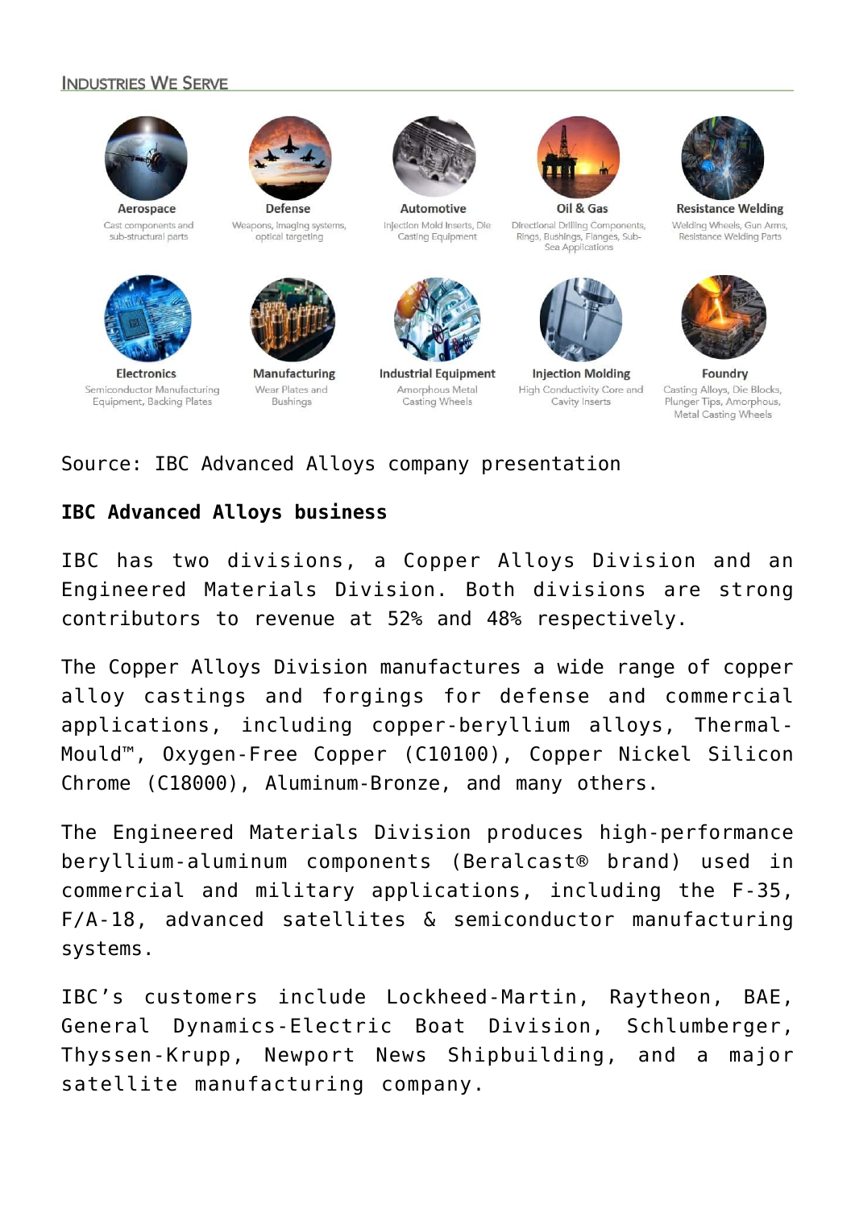## Industries We Serve

**Aerospace**
Cast components and sub-structural parts

**Defense**
Weapons, imaging systems, optical targeting

**Automotive**
Injection Mold Inserts, Die Casting Equipment

**Oil & Gas**
Directional Drilling Components, Rings, Bushings, Flanges, Sub-Sea Applications

**Resistance Welding**
Welding Wheels, Gun Arms, Resistance Welding Parts

**Electronics**
Semiconductor Manufacturing Equipment, Backing Plates

**Manufacturing**
Wear Plates and Bushings

**Industrial Equipment**
Amorphous Metal Casting Wheels

**Injection Molding**
High Conductivity Core and Cavity Inserts

**Foundry**
Casting Alloys, Die Blocks, Plunger Tips, Amorphous, Metal Casting Wheels

Source: IBC Advanced Alloys company presentation

**IBC Advanced Alloys business**

IBC has two divisions, a Copper Alloys Division and an Engineered Materials Division. Both divisions are strong contributors to revenue at 52% and 48% respectively.

The Copper Alloys Division manufactures a wide range of copper alloy castings and forgings for defense and commercial applications, including copper-beryllium alloys, Thermal-Mould™, Oxygen-Free Copper (C10100), Copper Nickel Silicon Chrome (C18000), Aluminum-Bronze, and many others.

The Engineered Materials Division produces high-performance beryllium-aluminum components (Beralcast® brand) used in commercial and military applications, including the F-35, F/A-18, advanced satellites & semiconductor manufacturing systems.

IBC's customers include Lockheed-Martin, Raytheon, BAE, General Dynamics-Electric Boat Division, Schlumberger, Thyssen-Krupp, Newport News Shipbuilding, and a major satellite manufacturing company.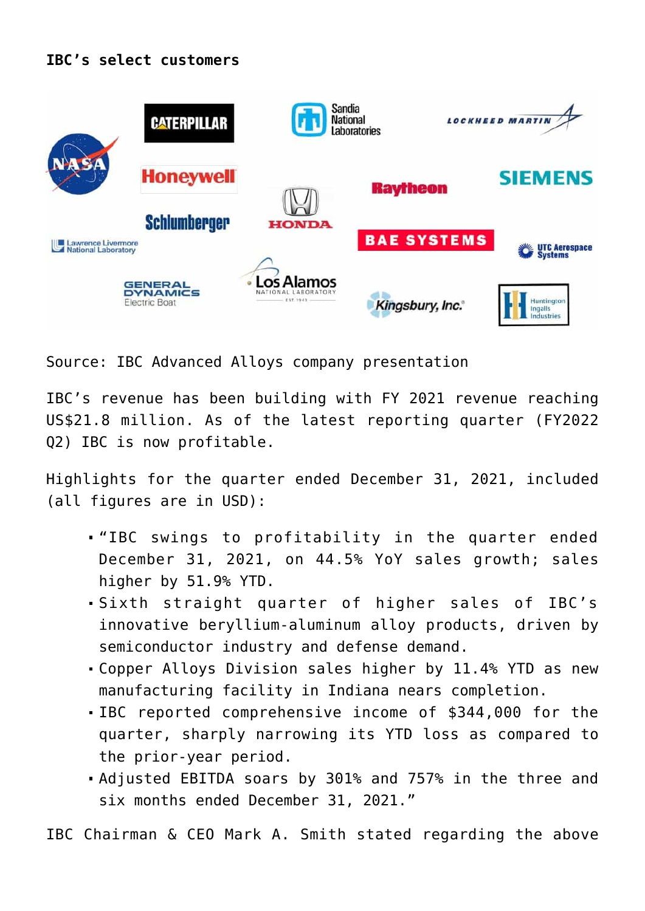**IBC's select customers**

Source: IBC Advanced Alloys company presentation

IBC's revenue has been building with FY 2021 revenue reaching US$21.8 million. As of the latest reporting quarter (FY2022 Q2) IBC is now profitable.

Highlights for the quarter ended December 31, 2021, included (all figures are in USD):

- "IBC swings to profitability in the quarter ended December 31, 2021, on 44.5% YoY sales growth; sales higher by 51.9% YTD.
- Sixth straight quarter of higher sales of IBC's innovative beryllium-aluminum alloy products, driven by semiconductor industry and defense demand.
- Copper Alloys Division sales higher by 11.4% YTD as new manufacturing facility in Indiana nears completion.
- IBC reported comprehensive income of $344,000 for the quarter, sharply narrowing its YTD loss as compared to the prior-year period.
- Adjusted EBITDA soars by 301% and 757% in the three and six months ended December 31, 2021."

IBC Chairman & CEO Mark A. Smith stated regarding the above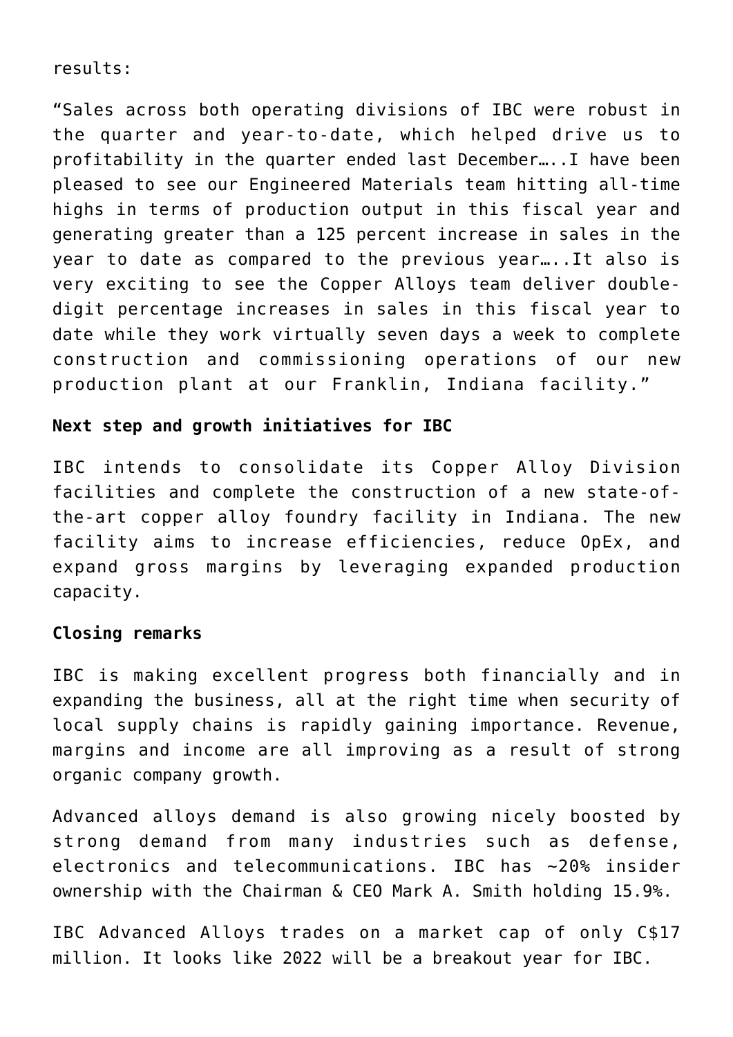results:

"Sales across both operating divisions of IBC were robust in the quarter and year-to-date, which helped drive us to profitability in the quarter ended last December…..I have been pleased to see our Engineered Materials team hitting all-time highs in terms of production output in this fiscal year and generating greater than a 125 percent increase in sales in the year to date as compared to the previous year…..It also is very exciting to see the Copper Alloys team deliver double-digit percentage increases in sales in this fiscal year to date while they work virtually seven days a week to complete construction and commissioning operations of our new production plant at our Franklin, Indiana facility."

**Next step and growth initiatives for IBC**

IBC intends to consolidate its Copper Alloy Division facilities and complete the construction of a new state-of-the-art copper alloy foundry facility in Indiana. The new facility aims to increase efficiencies, reduce OpEx, and expand gross margins by leveraging expanded production capacity.

**Closing remarks**

IBC is making excellent progress both financially and in expanding the business, all at the right time when security of local supply chains is rapidly gaining importance. Revenue, margins and income are all improving as a result of strong organic company growth.

Advanced alloys demand is also growing nicely boosted by strong demand from many industries such as defense, electronics and telecommunications. IBC has ~20% insider ownership with the Chairman & CEO Mark A. Smith holding 15.9%.

IBC Advanced Alloys trades on a market cap of only C$17 million. It looks like 2022 will be a breakout year for IBC.